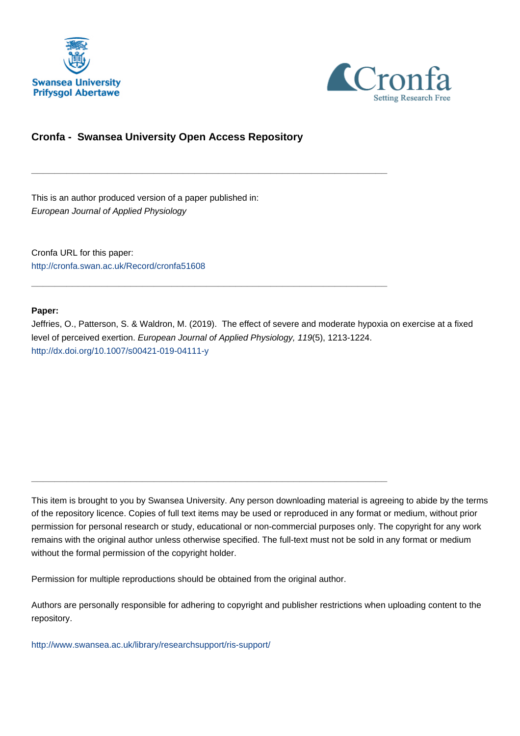Swansea University
Prifysgol Abertawe

Cronfa
Setting Research Free

## Cronfa - Swansea University Open Access Repository

---

This is an author produced version of a paper published in:
*European Journal of Applied Physiology*

Cronfa URL for this paper:
http://cronfa.swan.ac.uk/Record/cronfa51608

---

**Paper:**
Jeffries, O., Patterson, S. & Waldron, M. (2019). The effect of severe and moderate hypoxia on exercise at a fixed level of perceived exertion. *European Journal of Applied Physiology, 119*(5), 1213-1224.
http://dx.doi.org/10.1007/s00421-019-04111-y

---

This item is brought to you by Swansea University. Any person downloading material is agreeing to abide by the terms of the repository licence. Copies of full text items may be used or reproduced in any format or medium, without prior permission for personal research or study, educational or non-commercial purposes only. The copyright for any work remains with the original author unless otherwise specified. The full-text must not be sold in any format or medium without the formal permission of the copyright holder.

Permission for multiple reproductions should be obtained from the original author.

Authors are personally responsible for adhering to copyright and publisher restrictions when uploading content to the repository.

http://www.swansea.ac.uk/library/researchsupport/ris-support/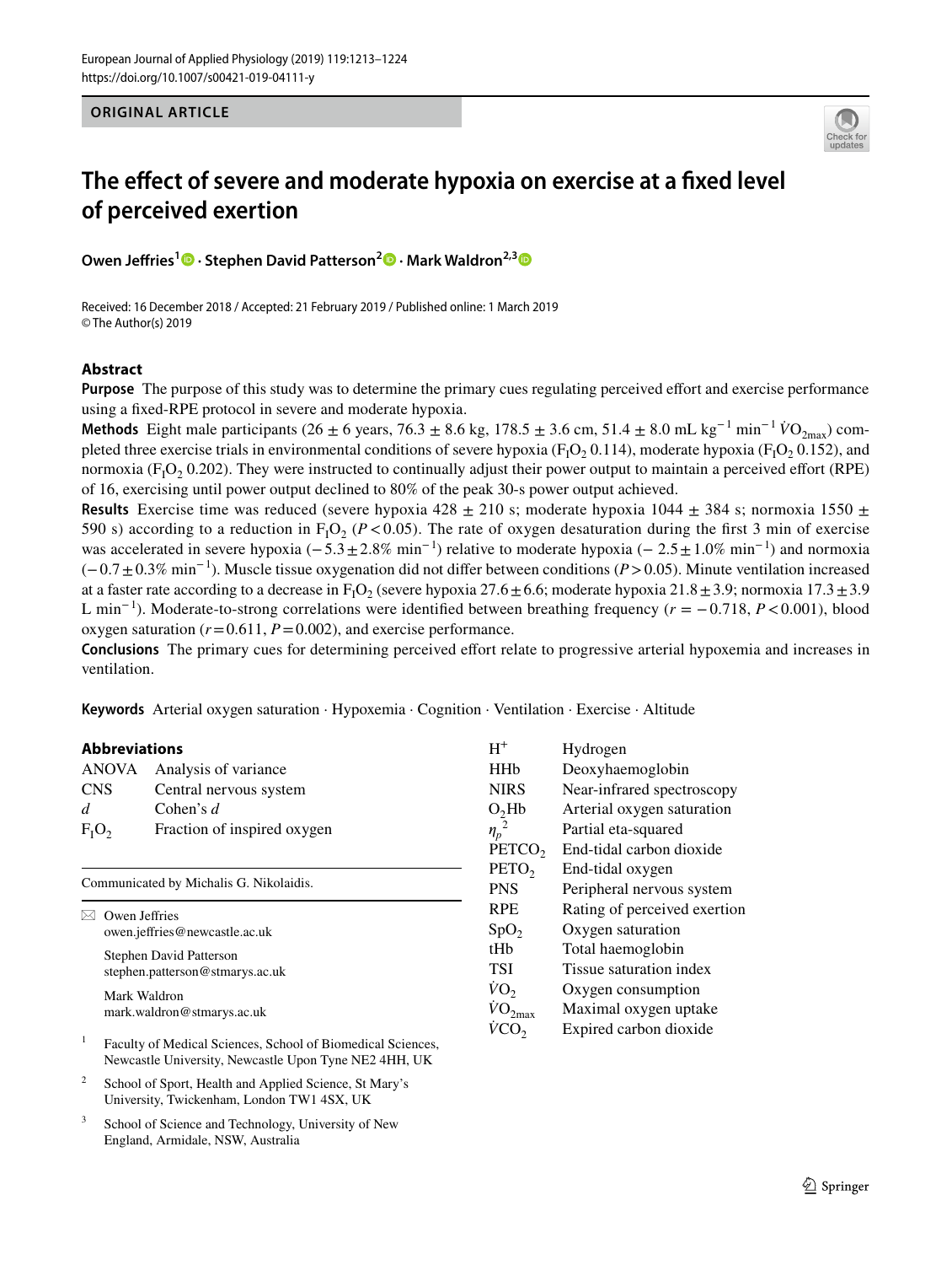ORIGINAL ARTICLE

# The effect of severe and moderate hypoxia on exercise at a fixed level of perceived exertion

**Owen Jeffries[1] · Stephen David Patterson[2] · Mark Waldron[2,3]**

Received: 16 December 2018 / Accepted: 21 February 2019 / Published online: 1 March 2019
© The Author(s) 2019

## Abstract

**Purpose** The purpose of this study was to determine the primary cues regulating perceived effort and exercise performance using a fixed-RPE protocol in severe and moderate hypoxia.

**Methods** Eight male participants (26 ± 6 years, 76.3 ± 8.6 kg, 178.5 ± 3.6 cm, 51.4 ± 8.0 mL kg$^{-1}$ min$^{-1}$ $\dot{V}O_{2max}$) completed three exercise trials in environmental conditions of severe hypoxia ($F_IO_2$ 0.114), moderate hypoxia ($F_IO_2$ 0.152), and normoxia ($F_IO_2$ 0.202). They were instructed to continually adjust their power output to maintain a perceived effort (RPE) of 16, exercising until power output declined to 80% of the peak 30-s power output achieved.

**Results** Exercise time was reduced (severe hypoxia 428 ± 210 s; moderate hypoxia 1044 ± 384 s; normoxia 1550 ± 590 s) according to a reduction in $F_IO_2$ ($P<0.05$). The rate of oxygen desaturation during the first 3 min of exercise was accelerated in severe hypoxia (−5.3 ± 2.8% min$^{-1}$) relative to moderate hypoxia (− 2.5 ± 1.0% min$^{-1}$) and normoxia (−0.7 ± 0.3% min$^{-1}$). Muscle tissue oxygenation did not differ between conditions ($P>0.05$). Minute ventilation increased at a faster rate according to a decrease in $F_IO_2$ (severe hypoxia 27.6 ± 6.6; moderate hypoxia 21.8 ± 3.9; normoxia 17.3 ± 3.9 L min$^{-1}$). Moderate-to-strong correlations were identified between breathing frequency ($r=-0.718$, $P<0.001$), blood oxygen saturation ($r=0.611$, $P=0.002$), and exercise performance.

**Conclusions** The primary cues for determining perceived effort relate to progressive arterial hypoxemia and increases in ventilation.

**Keywords** Arterial oxygen saturation · Hypoxemia · Cognition · Ventilation · Exercise · Altitude

### Abbreviations

| | |
|---|---|
| ANOVA | Analysis of variance |
| CNS | Central nervous system |
| $d$ | Cohen's $d$ |
| $F_IO_2$ | Fraction of inspired oxygen |
| $H^+$ | Hydrogen |
| HHb | Deoxyhaemoglobin |
| NIRS | Near-infrared spectroscopy |
| $O_2Hb$ | Arterial oxygen saturation |
| $\eta_p^2$ | Partial eta-squared |
| $PETCO_2$ | End-tidal carbon dioxide |
| $PETO_2$ | End-tidal oxygen |
| PNS | Peripheral nervous system |
| RPE | Rating of perceived exertion |
| $SpO_2$ | Oxygen saturation |
| tHb | Total haemoglobin |
| TSI | Tissue saturation index |
| $\dot{V}O_2$ | Oxygen consumption |
| $\dot{V}O_{2max}$ | Maximal oxygen uptake |
| $\dot{V}CO_2$ | Expired carbon dioxide |

Communicated by Michalis G. Nikolaidis.

✉ Owen Jeffries
owen.jeffries@newcastle.ac.uk

Stephen David Patterson
stephen.patterson@stmarys.ac.uk

Mark Waldron
mark.waldron@stmarys.ac.uk

[1] Faculty of Medical Sciences, School of Biomedical Sciences, Newcastle University, Newcastle Upon Tyne NE2 4HH, UK

[2] School of Sport, Health and Applied Science, St Mary's University, Twickenham, London TW1 4SX, UK

[3] School of Science and Technology, University of New England, Armidale, NSW, Australia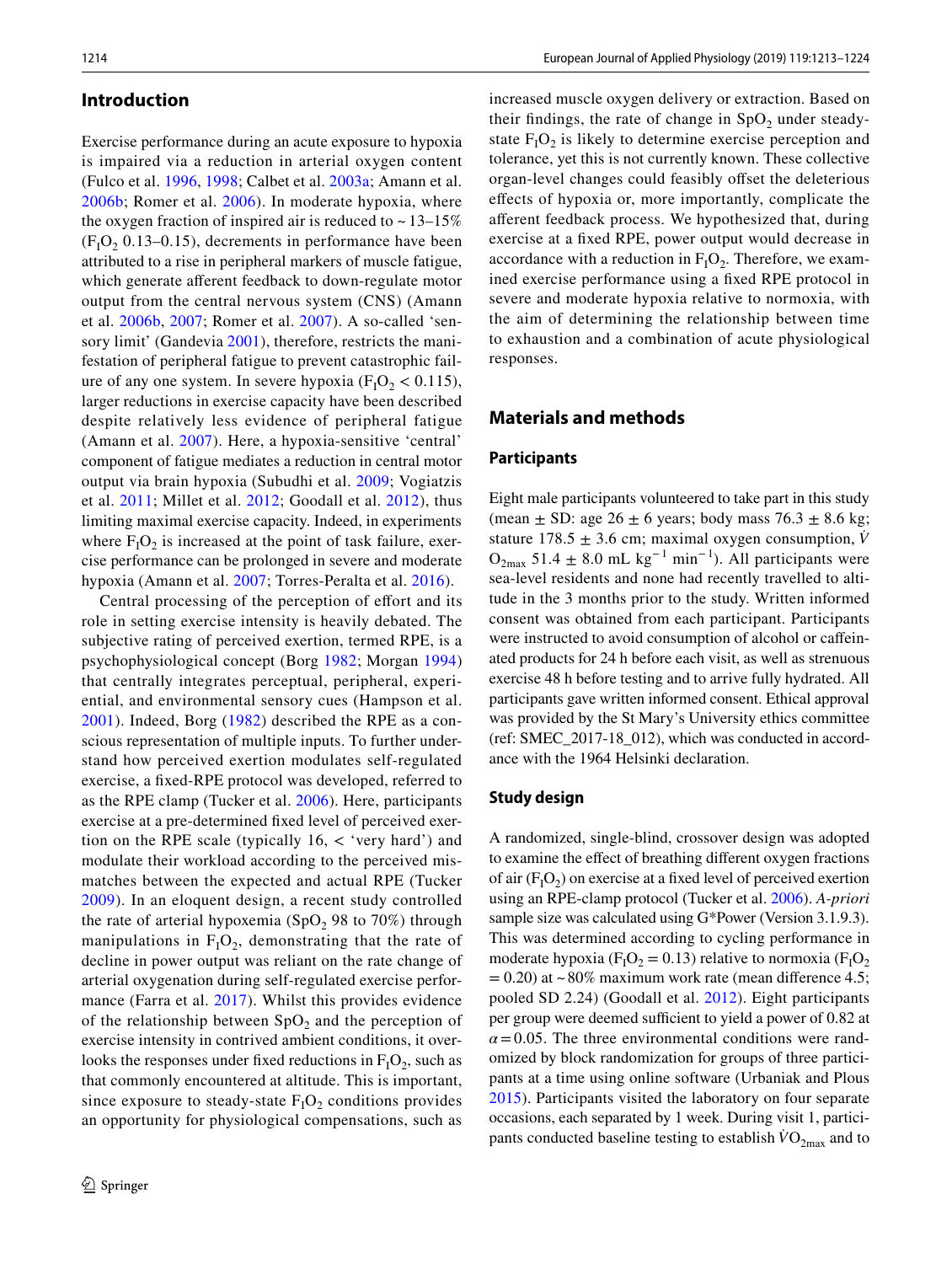## Introduction

Exercise performance during an acute exposure to hypoxia is impaired via a reduction in arterial oxygen content (Fulco et al. 1996, 1998; Calbet et al. 2003a; Amann et al. 2006b; Romer et al. 2006). In moderate hypoxia, where the oxygen fraction of inspired air is reduced to ~ 13–15% ($F_IO_2$ 0.13–0.15), decrements in performance have been attributed to a rise in peripheral markers of muscle fatigue, which generate afferent feedback to down-regulate motor output from the central nervous system (CNS) (Amann et al. 2006b, 2007; Romer et al. 2007). A so-called 'sensory limit' (Gandevia 2001), therefore, restricts the manifestation of peripheral fatigue to prevent catastrophic failure of any one system. In severe hypoxia ($F_IO_2$ < 0.115), larger reductions in exercise capacity have been described despite relatively less evidence of peripheral fatigue (Amann et al. 2007). Here, a hypoxia-sensitive 'central' component of fatigue mediates a reduction in central motor output via brain hypoxia (Subudhi et al. 2009; Vogiatzis et al. 2011; Millet et al. 2012; Goodall et al. 2012), thus limiting maximal exercise capacity. Indeed, in experiments where $F_IO_2$ is increased at the point of task failure, exercise performance can be prolonged in severe and moderate hypoxia (Amann et al. 2007; Torres-Peralta et al. 2016).

Central processing of the perception of effort and its role in setting exercise intensity is heavily debated. The subjective rating of perceived exertion, termed RPE, is a psychophysiological concept (Borg 1982; Morgan 1994) that centrally integrates perceptual, peripheral, experiential, and environmental sensory cues (Hampson et al. 2001). Indeed, Borg (1982) described the RPE as a conscious representation of multiple inputs. To further understand how perceived exertion modulates self-regulated exercise, a fixed-RPE protocol was developed, referred to as the RPE clamp (Tucker et al. 2006). Here, participants exercise at a pre-determined fixed level of perceived exertion on the RPE scale (typically 16, < 'very hard') and modulate their workload according to the perceived mismatches between the expected and actual RPE (Tucker 2009). In an eloquent design, a recent study controlled the rate of arterial hypoxemia ($SpO_2$ 98 to 70%) through manipulations in $F_IO_2$, demonstrating that the rate of decline in power output was reliant on the rate change of arterial oxygenation during self-regulated exercise performance (Farra et al. 2017). Whilst this provides evidence of the relationship between $SpO_2$ and the perception of exercise intensity in contrived ambient conditions, it overlooks the responses under fixed reductions in $F_IO_2$, such as that commonly encountered at altitude. This is important, since exposure to steady-state $F_IO_2$ conditions provides an opportunity for physiological compensations, such as increased muscle oxygen delivery or extraction. Based on their findings, the rate of change in $SpO_2$ under steady-state $F_IO_2$ is likely to determine exercise perception and tolerance, yet this is not currently known. These collective organ-level changes could feasibly offset the deleterious effects of hypoxia or, more importantly, complicate the afferent feedback process. We hypothesized that, during exercise at a fixed RPE, power output would decrease in accordance with a reduction in $F_IO_2$. Therefore, we examined exercise performance using a fixed RPE protocol in severe and moderate hypoxia relative to normoxia, with the aim of determining the relationship between time to exhaustion and a combination of acute physiological responses.

## Materials and methods

### Participants

Eight male participants volunteered to take part in this study (mean ± SD: age 26 ± 6 years; body mass 76.3 ± 8.6 kg; stature 178.5 ± 3.6 cm; maximal oxygen consumption, $\dot{V}O_{2max}$ 51.4 ± 8.0 mL $kg^{-1}$ $min^{-1}$). All participants were sea-level residents and none had recently travelled to altitude in the 3 months prior to the study. Written informed consent was obtained from each participant. Participants were instructed to avoid consumption of alcohol or caffeinated products for 24 h before each visit, as well as strenuous exercise 48 h before testing and to arrive fully hydrated. All participants gave written informed consent. Ethical approval was provided by the St Mary's University ethics committee (ref: SMEC_2017-18_012), which was conducted in accordance with the 1964 Helsinki declaration.

### Study design

A randomized, single-blind, crossover design was adopted to examine the effect of breathing different oxygen fractions of air ($F_IO_2$) on exercise at a fixed level of perceived exertion using an RPE-clamp protocol (Tucker et al. 2006). *A-priori* sample size was calculated using G*Power (Version 3.1.9.3). This was determined according to cycling performance in moderate hypoxia ($F_IO_2$ = 0.13) relative to normoxia ($F_IO_2$ = 0.20) at ~ 80% maximum work rate (mean difference 4.5; pooled SD 2.24) (Goodall et al. 2012). Eight participants per group were deemed sufficient to yield a power of 0.82 at $\alpha$ = 0.05. The three environmental conditions were randomized by block randomization for groups of three participants at a time using online software (Urbaniak and Plous 2015). Participants visited the laboratory on four separate occasions, each separated by 1 week. During visit 1, participants conducted baseline testing to establish $\dot{V}O_{2max}$ and to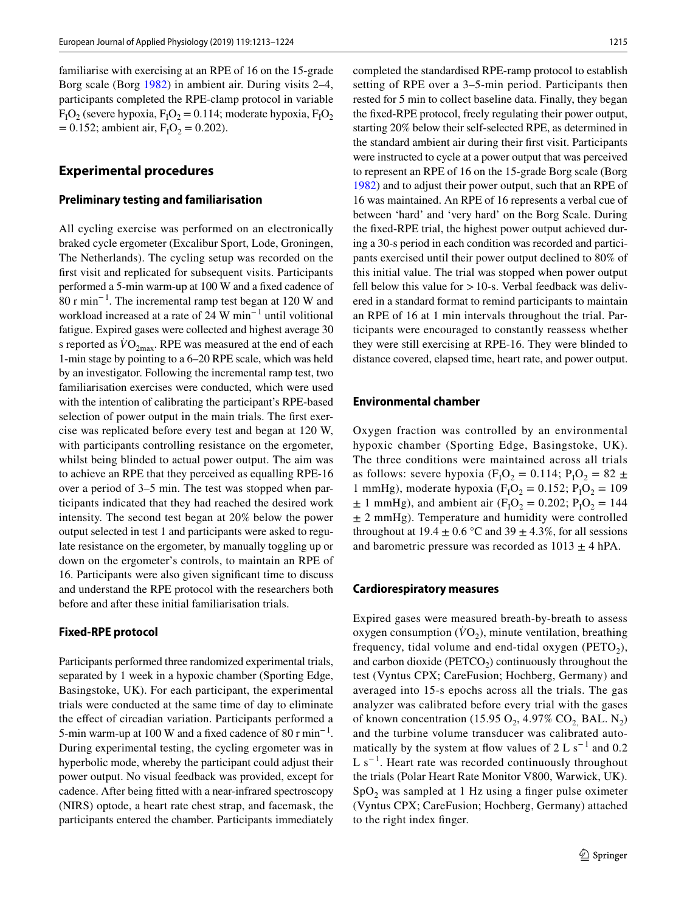familiarise with exercising at an RPE of 16 on the 15-grade Borg scale (Borg 1982) in ambient air. During visits 2–4, participants completed the RPE-clamp protocol in variable $F_IO_2$ (severe hypoxia, $F_IO_2 = 0.114$; moderate hypoxia, $F_IO_2 = 0.152$; ambient air, $F_IO_2 = 0.202$).

## Experimental procedures

### Preliminary testing and familiarisation

All cycling exercise was performed on an electronically braked cycle ergometer (Excalibur Sport, Lode, Groningen, The Netherlands). The cycling setup was recorded on the first visit and replicated for subsequent visits. Participants performed a 5-min warm-up at 100 W and a fixed cadence of 80 r $min^{-1}$. The incremental ramp test began at 120 W and workload increased at a rate of 24 W $min^{-1}$ until volitional fatigue. Expired gases were collected and highest average 30 s reported as $\dot{V}O_{2max}$. RPE was measured at the end of each 1-min stage by pointing to a 6–20 RPE scale, which was held by an investigator. Following the incremental ramp test, two familiarisation exercises were conducted, which were used with the intention of calibrating the participant's RPE-based selection of power output in the main trials. The first exercise was replicated before every test and began at 120 W, with participants controlling resistance on the ergometer, whilst being blinded to actual power output. The aim was to achieve an RPE that they perceived as equalling RPE-16 over a period of 3–5 min. The test was stopped when participants indicated that they had reached the desired work intensity. The second test began at 20% below the power output selected in test 1 and participants were asked to regulate resistance on the ergometer, by manually toggling up or down on the ergometer's controls, to maintain an RPE of 16. Participants were also given significant time to discuss and understand the RPE protocol with the researchers both before and after these initial familiarisation trials.

### Fixed-RPE protocol

Participants performed three randomized experimental trials, separated by 1 week in a hypoxic chamber (Sporting Edge, Basingstoke, UK). For each participant, the experimental trials were conducted at the same time of day to eliminate the effect of circadian variation. Participants performed a 5-min warm-up at 100 W and a fixed cadence of 80 r $min^{-1}$. During experimental testing, the cycling ergometer was in hyperbolic mode, whereby the participant could adjust their power output. No visual feedback was provided, except for cadence. After being fitted with a near-infrared spectroscopy (NIRS) optode, a heart rate chest strap, and facemask, the participants entered the chamber. Participants immediately completed the standardised RPE-ramp protocol to establish setting of RPE over a 3–5-min period. Participants then rested for 5 min to collect baseline data. Finally, they began the fixed-RPE protocol, freely regulating their power output, starting 20% below their self-selected RPE, as determined in the standard ambient air during their first visit. Participants were instructed to cycle at a power output that was perceived to represent an RPE of 16 on the 15-grade Borg scale (Borg 1982) and to adjust their power output, such that an RPE of 16 was maintained. An RPE of 16 represents a verbal cue of between 'hard' and 'very hard' on the Borg Scale. During the fixed-RPE trial, the highest power output achieved during a 30-s period in each condition was recorded and participants exercised until their power output declined to 80% of this initial value. The trial was stopped when power output fell below this value for > 10-s. Verbal feedback was delivered in a standard format to remind participants to maintain an RPE of 16 at 1 min intervals throughout the trial. Participants were encouraged to constantly reassess whether they were still exercising at RPE-16. They were blinded to distance covered, elapsed time, heart rate, and power output.

### Environmental chamber

Oxygen fraction was controlled by an environmental hypoxic chamber (Sporting Edge, Basingstoke, UK). The three conditions were maintained across all trials as follows: severe hypoxia ($F_IO_2 = 0.114$; $P_IO_2 = 82 \pm 1$ mmHg), moderate hypoxia ($F_IO_2 = 0.152$; $P_IO_2 = 109 \pm 1$ mmHg), and ambient air ($F_IO_2 = 0.202$; $P_IO_2 = 144 \pm 2$ mmHg). Temperature and humidity were controlled throughout at $19.4 \pm 0.6$ °C and $39 \pm 4.3$%, for all sessions and barometric pressure was recorded as $1013 \pm 4$ hPA.

### Cardiorespiratory measures

Expired gases were measured breath-by-breath to assess oxygen consumption ($\dot{V}O_2$), minute ventilation, breathing frequency, tidal volume and end-tidal oxygen ($PETO_2$), and carbon dioxide ($PETCO_2$) continuously throughout the test (Vyntus CPX; CareFusion; Hochberg, Germany) and averaged into 15-s epochs across all the trials. The gas analyzer was calibrated before every trial with the gases of known concentration (15.95 $O_2$, 4.97% $CO_2$, BAL. $N_2$) and the turbine volume transducer was calibrated automatically by the system at flow values of 2 L $s^{-1}$ and 0.2 L $s^{-1}$. Heart rate was recorded continuously throughout the trials (Polar Heart Rate Monitor V800, Warwick, UK). $SpO_2$ was sampled at 1 Hz using a finger pulse oximeter (Vyntus CPX; CareFusion; Hochberg, Germany) attached to the right index finger.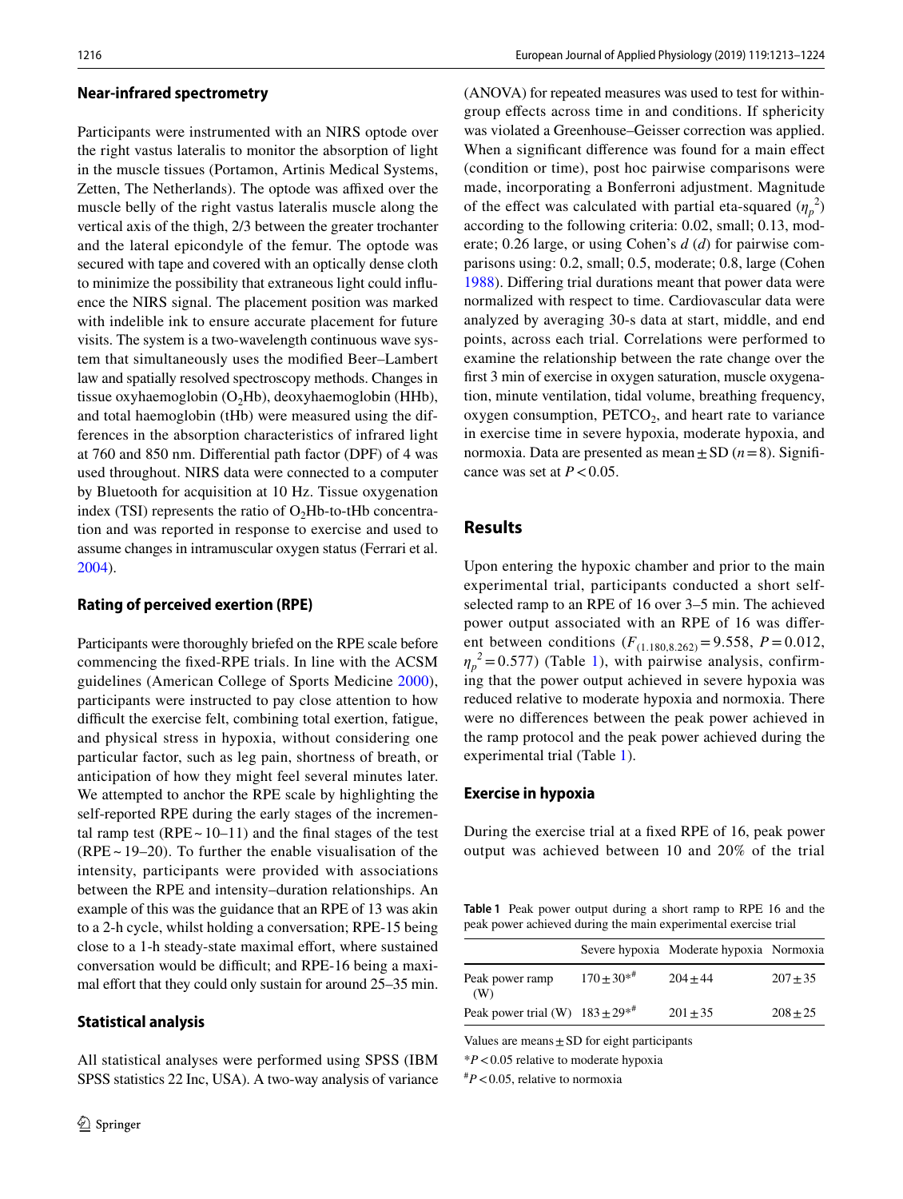## Near-infrared spectrometry

Participants were instrumented with an NIRS optode over the right vastus lateralis to monitor the absorption of light in the muscle tissues (Portamon, Artinis Medical Systems, Zetten, The Netherlands). The optode was affixed over the muscle belly of the right vastus lateralis muscle along the vertical axis of the thigh, 2/3 between the greater trochanter and the lateral epicondyle of the femur. The optode was secured with tape and covered with an optically dense cloth to minimize the possibility that extraneous light could influence the NIRS signal. The placement position was marked with indelible ink to ensure accurate placement for future visits. The system is a two-wavelength continuous wave system that simultaneously uses the modified Beer–Lambert law and spatially resolved spectroscopy methods. Changes in tissue oxyhaemoglobin ($O_2$Hb), deoxyhaemoglobin (HHb), and total haemoglobin (tHb) were measured using the differences in the absorption characteristics of infrared light at 760 and 850 nm. Differential path factor (DPF) of 4 was used throughout. NIRS data were connected to a computer by Bluetooth for acquisition at 10 Hz. Tissue oxygenation index (TSI) represents the ratio of $O_2$Hb-to-tHb concentration and was reported in response to exercise and used to assume changes in intramuscular oxygen status (Ferrari et al. 2004).

## Rating of perceived exertion (RPE)

Participants were thoroughly briefed on the RPE scale before commencing the fixed-RPE trials. In line with the ACSM guidelines (American College of Sports Medicine 2000), participants were instructed to pay close attention to how difficult the exercise felt, combining total exertion, fatigue, and physical stress in hypoxia, without considering one particular factor, such as leg pain, shortness of breath, or anticipation of how they might feel several minutes later. We attempted to anchor the RPE scale by highlighting the self-reported RPE during the early stages of the incremental ramp test (RPE ~ 10–11) and the final stages of the test (RPE ~ 19–20). To further the enable visualisation of the intensity, participants were provided with associations between the RPE and intensity–duration relationships. An example of this was the guidance that an RPE of 13 was akin to a 2-h cycle, whilst holding a conversation; RPE-15 being close to a 1-h steady-state maximal effort, where sustained conversation would be difficult; and RPE-16 being a maximal effort that they could only sustain for around 25–35 min.

## Statistical analysis

All statistical analyses were performed using SPSS (IBM SPSS statistics 22 Inc, USA). A two-way analysis of variance (ANOVA) for repeated measures was used to test for within-group effects across time in and conditions. If sphericity was violated a Greenhouse–Geisser correction was applied. When a significant difference was found for a main effect (condition or time), post hoc pairwise comparisons were made, incorporating a Bonferroni adjustment. Magnitude of the effect was calculated with partial eta-squared ($\eta_p^2$) according to the following criteria: 0.02, small; 0.13, moderate; 0.26 large, or using Cohen's $d$ ($d$) for pairwise comparisons using: 0.2, small; 0.5, moderate; 0.8, large (Cohen 1988). Differing trial durations meant that power data were normalized with respect to time. Cardiovascular data were analyzed by averaging 30-s data at start, middle, and end points, across each trial. Correlations were performed to examine the relationship between the rate change over the first 3 min of exercise in oxygen saturation, muscle oxygenation, minute ventilation, tidal volume, breathing frequency, oxygen consumption, $PETCO_2$, and heart rate to variance in exercise time in severe hypoxia, moderate hypoxia, and normoxia. Data are presented as mean ± SD ($n = 8$). Significance was set at $P < 0.05$.

# Results

Upon entering the hypoxic chamber and prior to the main experimental trial, participants conducted a short self-selected ramp to an RPE of 16 over 3–5 min. The achieved power output associated with an RPE of 16 was different between conditions ($F_{(1.180,8.262)} = 9.558$, $P = 0.012$, $\eta_p^2 = 0.577$) (Table 1), with pairwise analysis, confirming that the power output achieved in severe hypoxia was reduced relative to moderate hypoxia and normoxia. There were no differences between the peak power achieved in the ramp protocol and the peak power achieved during the experimental trial (Table 1).

## Exercise in hypoxia

During the exercise trial at a fixed RPE of 16, peak power output was achieved between 10 and 20% of the trial

**Table 1** Peak power output during a short ramp to RPE 16 and the peak power achieved during the main experimental exercise trial

| | Severe hypoxia | Moderate hypoxia | Normoxia |
|---|---|---|---|
| Peak power ramp (W) | 170 ± 30*# | 204 ± 44 | 207 ± 35 |
| Peak power trial (W) | 183 ± 29*# | 201 ± 35 | 208 ± 25 |

Values are means ± SD for eight participants

*$P < 0.05$ relative to moderate hypoxia

#$P < 0.05$, relative to normoxia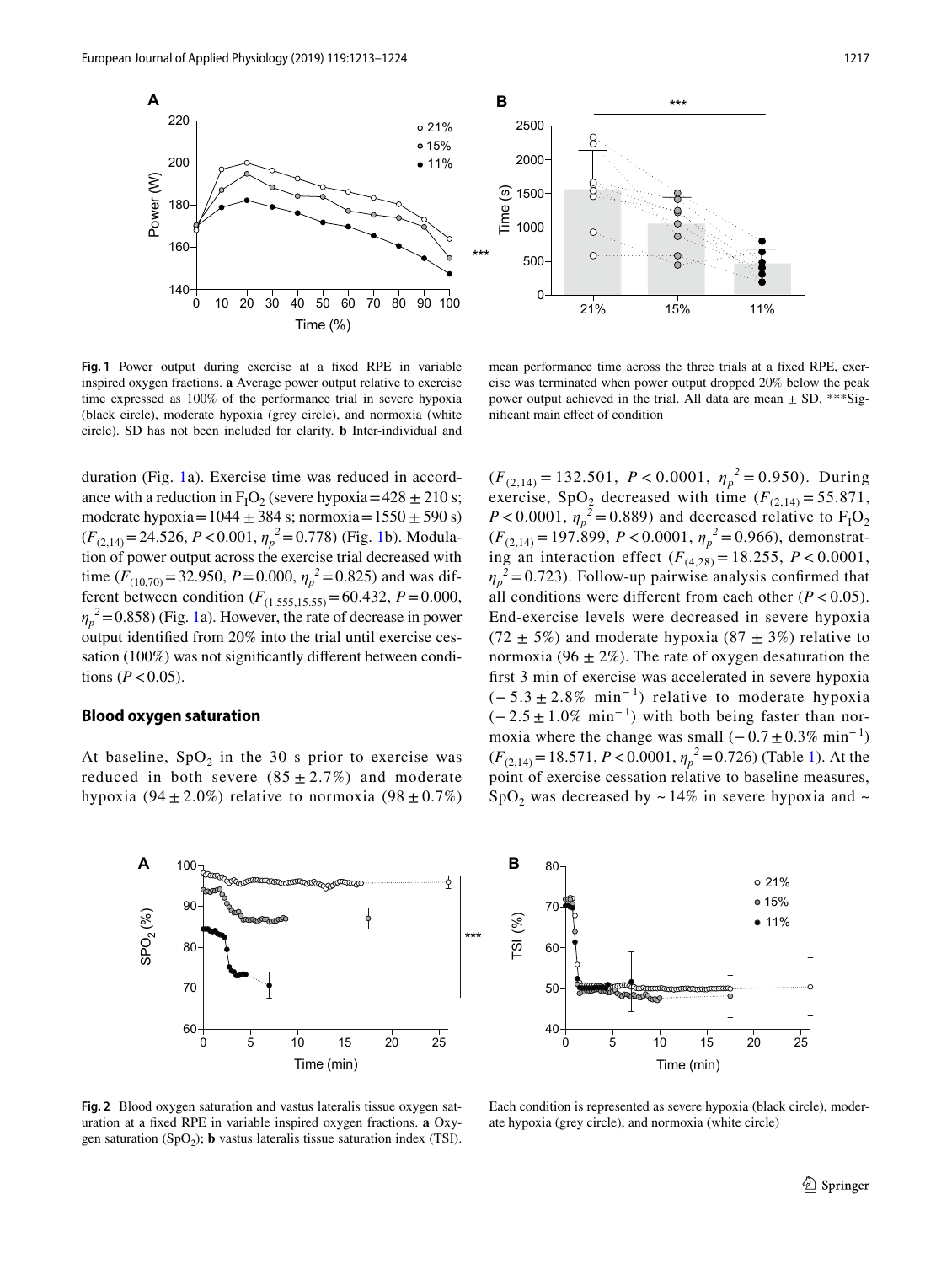**Fig. 1** Power output during exercise at a fixed RPE in variable inspired oxygen fractions. **a** Average power output relative to exercise time expressed as 100% of the performance trial in severe hypoxia (black circle), moderate hypoxia (grey circle), and normoxia (white circle). SD has not been included for clarity. **b** Inter-individual and mean performance time across the three trials at a fixed RPE, exercise was terminated when power output dropped 20% below the peak power output achieved in the trial. All data are mean ± SD. ***Significant main effect of condition

duration (Fig. 1a). Exercise time was reduced in accordance with a reduction in $F_IO_2$ (severe hypoxia = 428 ± 210 s; moderate hypoxia = 1044 ± 384 s; normoxia = 1550 ± 590 s) ($F_{(2,14)} = 24.526$, $P < 0.001$, $\eta_p^2 = 0.778$) (Fig. 1b). Modulation of power output across the exercise trial decreased with time ($F_{(10,70)} = 32.950$, $P = 0.000$, $\eta_p^2 = 0.825$) and was different between condition ($F_{(1.555,15.55)} = 60.432$, $P = 0.000$, $\eta_p^2 = 0.858$) (Fig. 1a). However, the rate of decrease in power output identified from 20% into the trial until exercise cessation (100%) was not significantly different between conditions ($P < 0.05$).

### Blood oxygen saturation

At baseline, $SpO_2$ in the 30 s prior to exercise was reduced in both severe (85 ± 2.7%) and moderate hypoxia (94 ± 2.0%) relative to normoxia (98 ± 0.7%) ($F_{(2,14)} = 132.501$, $P < 0.0001$, $\eta_p^2 = 0.950$). During exercise, $SpO_2$ decreased with time ($F_{(2,14)} = 55.871$, $P < 0.0001$, $\eta_p^2 = 0.889$) and decreased relative to $F_IO_2$ ($F_{(2,14)} = 197.899$, $P < 0.0001$, $\eta_p^2 = 0.966$), demonstrating an interaction effect ($F_{(4,28)} = 18.255$, $P < 0.0001$, $\eta_p^2 = 0.723$). Follow-up pairwise analysis confirmed that all conditions were different from each other ($P < 0.05$). End-exercise levels were decreased in severe hypoxia (72 ± 5%) and moderate hypoxia (87 ± 3%) relative to normoxia (96 ± 2%). The rate of oxygen desaturation the first 3 min of exercise was accelerated in severe hypoxia (− 5.3 ± 2.8% $min^{-1}$) relative to moderate hypoxia (− 2.5 ± 1.0% $min^{-1}$) with both being faster than normoxia where the change was small (− 0.7 ± 0.3% $min^{-1}$) ($F_{(2,14)} = 18.571$, $P < 0.0001$, $\eta_p^2 = 0.726$) (Table 1). At the point of exercise cessation relative to baseline measures, $SpO_2$ was decreased by ~ 14% in severe hypoxia and ~

**Fig. 2** Blood oxygen saturation and vastus lateralis tissue oxygen saturation at a fixed RPE in variable inspired oxygen fractions. **a** Oxygen saturation ($SpO_2$); **b** vastus lateralis tissue saturation index (TSI). Each condition is represented as severe hypoxia (black circle), moderate hypoxia (grey circle), and normoxia (white circle)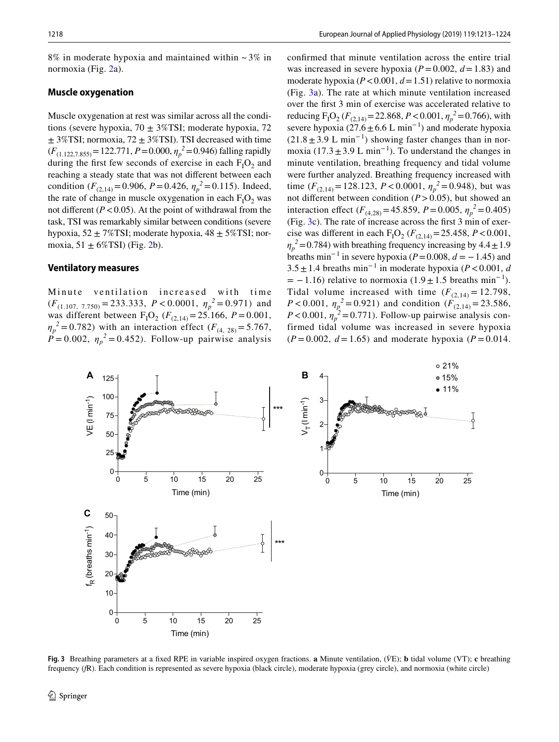8% in moderate hypoxia and maintained within ~ 3% in normoxia (Fig. 2a).

### Muscle oxygenation

Muscle oxygenation at rest was similar across all the conditions (severe hypoxia, 70 ± 3%TSI; moderate hypoxia, 72 ± 3%TSI; normoxia, 72 ± 3%TSI). TSI decreased with time ($F_{(1.122,7.855)}=122.771$, $P=0.000$, $\eta_p^2=0.946$) falling rapidly during the first few seconds of exercise in each $F_IO_2$ and reaching a steady state that was not different between each condition ($F_{(2,14)}=0.906$, $P=0.426$, $\eta_p^2=0.115$). Indeed, the rate of change in muscle oxygenation in each $F_IO_2$ was not different ($P<0.05$). At the point of withdrawal from the task, TSI was remarkably similar between conditions (severe hypoxia, 52 ± 7%TSI; moderate hypoxia, 48 ± 5%TSI; normoxia, 51 ± 6%TSI) (Fig. 2b).

### Ventilatory measures

Minute ventilation increased with time ($F_{(1.107,\ 7.750)}=233.333$, $P<0.0001$, $\eta_p^2=0.971$) and was different between $F_IO_2$ ($F_{(2,14)}=25.166$, $P=0.001$, $\eta_p^2=0.782$) with an interaction effect ($F_{(4,\ 28)}=5.767$, $P=0.002$, $\eta_p^2=0.452$). Follow-up pairwise analysis confirmed that minute ventilation across the entire trial was increased in severe hypoxia ($P=0.002$, $d=1.83$) and moderate hypoxia ($P<0.001$, $d=1.51$) relative to normoxia (Fig. 3a). The rate at which minute ventilation increased over the first 3 min of exercise was accelerated relative to reducing $F_IO_2$ ($F_{(2,14)}=22.868$, $P<0.001$, $\eta_p^2=0.766$), with severe hypoxia (27.6 ± 6.6 L min$^{-1}$) and moderate hypoxia (21.8 ± 3.9 L min$^{-1}$) showing faster changes than in normoxia (17.3 ± 3.9 L min$^{-1}$). To understand the changes in minute ventilation, breathing frequency and tidal volume were further analyzed. Breathing frequency increased with time ($F_{(2,14)}=128.123$, $P<0.0001$, $\eta_p^2=0.948$), but was not different between condition ($P>0.05$), but showed an interaction effect ($F_{(4,28)}=45.859$, $P=0.005$, $\eta_p^2=0.405$) (Fig. 3c). The rate of increase across the first 3 min of exercise was different in each $F_IO_2$ ($F_{(2,14)}=25.458$, $P<0.001$, $\eta_p^2=0.784$) with breathing frequency increasing by 4.4 ± 1.9 breaths min$^{-1}$ in severe hypoxia ($P=0.008$, $d=-1.45$) and 3.5 ± 1.4 breaths min$^{-1}$ in moderate hypoxia ($P<0.001$, $d=-1.16$) relative to normoxia (1.9 ± 1.5 breaths min$^{-1}$). Tidal volume increased with time ($F_{(2,14)}=12.798$, $P<0.001$, $\eta_p^2=0.921$) and condition ($F_{(2,14)}=23.586$, $P<0.001$, $\eta_p^2=0.771$). Follow-up pairwise analysis confirmed tidal volume was increased in severe hypoxia ($P=0.002$, $d=1.65$) and moderate hypoxia ($P=0.014$.

**Fig. 3** Breathing parameters at a fixed RPE in variable inspired oxygen fractions. **a** Minute ventilation, ($\dot{V}$E); **b** tidal volume (VT); **c** breathing frequency (*f*R). Each condition is represented as severe hypoxia (black circle), moderate hypoxia (grey circle), and normoxia (white circle)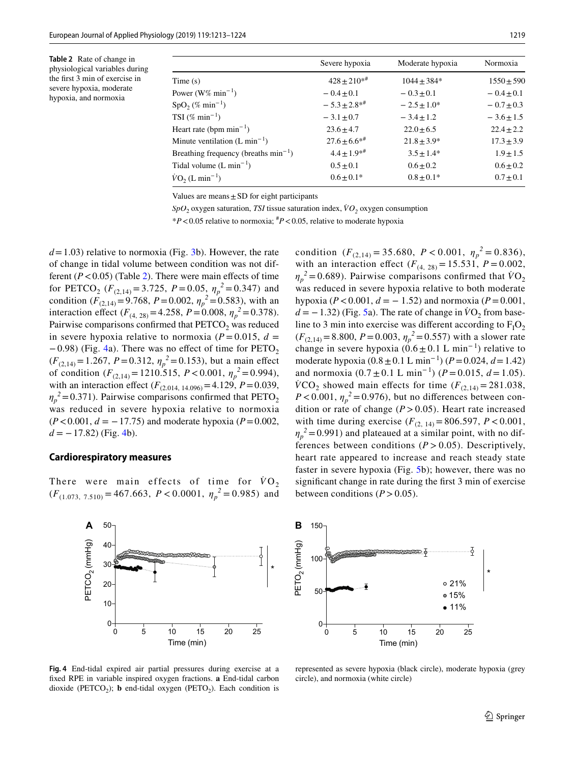**Table 2** Rate of change in physiological variables during the first 3 min of exercise in severe hypoxia, moderate hypoxia, and normoxia

| | Severe hypoxia | Moderate hypoxia | Normoxia |
|---|---|---|---|
| Time (s) | 428 ± 210*# | 1044 ± 384* | 1550 ± 590 |
| Power (W% $min^{-1}$) | − 0.4 ± 0.1 | − 0.3 ± 0.1 | − 0.4 ± 0.1 |
| $SpO_2$ (% $min^{-1}$) | − 5.3 ± 2.8*# | − 2.5 ± 1.0* | − 0.7 ± 0.3 |
| TSI (% $min^{-1}$) | − 3.1 ± 0.7 | − 3.4 ± 1.2 | − 3.6 ± 1.5 |
| Heart rate (bpm $min^{-1}$) | 23.6 ± 4.7 | 22.0 ± 6.5 | 22.4 ± 2.2 |
| Minute ventilation (L $min^{-1}$) | 27.6 ± 6.6*# | 21.8 ± 3.9* | 17.3 ± 3.9 |
| Breathing frequency (breaths $min^{-1}$) | 4.4 ± 1.9*# | 3.5 ± 1.4* | 1.9 ± 1.5 |
| Tidal volume (L $min^{-1}$) | 0.5 ± 0.1 | 0.6 ± 0.2 | 0.6 ± 0.2 |
| $\dot{V}O_2$ (L $min^{-1}$) | 0.6 ± 0.1* | 0.8 ± 0.1* | 0.7 ± 0.1 |

Values are means ± SD for eight participants

*$SpO_2$* oxygen saturation, *TSI* tissue saturation index, $\dot{V}O_2$ oxygen consumption

*$P < 0.05$ relative to normoxia; #$P < 0.05$, relative to moderate hypoxia

$d = 1.03$) relative to normoxia (Fig. 3b). However, the rate of change in tidal volume between condition was not different ($P < 0.05$) (Table 2). There were main effects of time for $PETCO_2$ ($F_{(2,14)} = 3.725$, $P = 0.05$, $\eta_p^2 = 0.347$) and condition ($F_{(2,14)} = 9.768$, $P = 0.002$, $\eta_p^2 = 0.583$), with an interaction effect ($F_{(4, 28)} = 4.258$, $P = 0.008$, $\eta_p^2 = 0.378$). Pairwise comparisons confirmed that $PETCO_2$ was reduced in severe hypoxia relative to normoxia ($P = 0.015$, $d = -0.98$) (Fig. 4a). There was no effect of time for $PETO_2$ ($F_{(2,14)} = 1.267$, $P = 0.312$, $\eta_p^2 = 0.153$), but a main effect of condition ($F_{(2,14)} = 1210.515$, $P < 0.001$, $\eta_p^2 = 0.994$), with an interaction effect ($F_{(2.014, 14.096)} = 4.129$, $P = 0.039$, $\eta_p^2 = 0.371$). Pairwise comparisons confirmed that $PETO_2$ was reduced in severe hypoxia relative to normoxia ($P < 0.001$, $d = -17.75$) and moderate hypoxia ($P = 0.002$, $d = -17.82$) (Fig. 4b).

### Cardiorespiratory measures

There were main effects of time for $\dot{V}O_2$ ($F_{(1.073, 7.510)} = 467.663$, $P < 0.0001$, $\eta_p^2 = 0.985$) and condition ($F_{(2,14)} = 35.680$, $P < 0.001$, $\eta_p^2 = 0.836$), with an interaction effect ($F_{(4, 28)} = 15.531$, $P = 0.002$, $\eta_p^2 = 0.689$). Pairwise comparisons confirmed that $\dot{V}O_2$ was reduced in severe hypoxia relative to both moderate hypoxia ($P < 0.001$, $d = -1.52$) and normoxia ($P = 0.001$, $d = -1.32$) (Fig. 5a). The rate of change in $\dot{V}O_2$ from baseline to 3 min into exercise was different according to $F_IO_2$ ($F_{(2,14)} = 8.800$, $P = 0.003$, $\eta_p^2 = 0.557$) with a slower rate change in severe hypoxia (0.6 ± 0.1 L $min^{-1}$) relative to moderate hypoxia (0.8 ± 0.1 L $min^{-1}$) ($P = 0.024$, $d = 1.42$) and normoxia (0.7 ± 0.1 L $min^{-1}$) ($P = 0.015$, $d = 1.05$). $\dot{V}CO_2$ showed main effects for time ($F_{(2,14)} = 281.038$, $P < 0.001$, $\eta_p^2 = 0.976$), but no differences between condition or rate of change ($P > 0.05$). Heart rate increased with time during exercise ($F_{(2, 14)} = 806.597$, $P < 0.001$, $\eta_p^2 = 0.991$) and plateaued at a similar point, with no differences between conditions ($P > 0.05$). Descriptively, heart rate appeared to increase and reach steady state faster in severe hypoxia (Fig. 5b); however, there was no significant change in rate during the first 3 min of exercise between conditions ($P > 0.05$).

**Fig. 4** End-tidal expired air partial pressures during exercise at a fixed RPE in variable inspired oxygen fractions. **a** End-tidal carbon dioxide ($PETCO_2$); **b** end-tidal oxygen ($PETO_2$). Each condition is represented as severe hypoxia (black circle), moderate hypoxia (grey circle), and normoxia (white circle)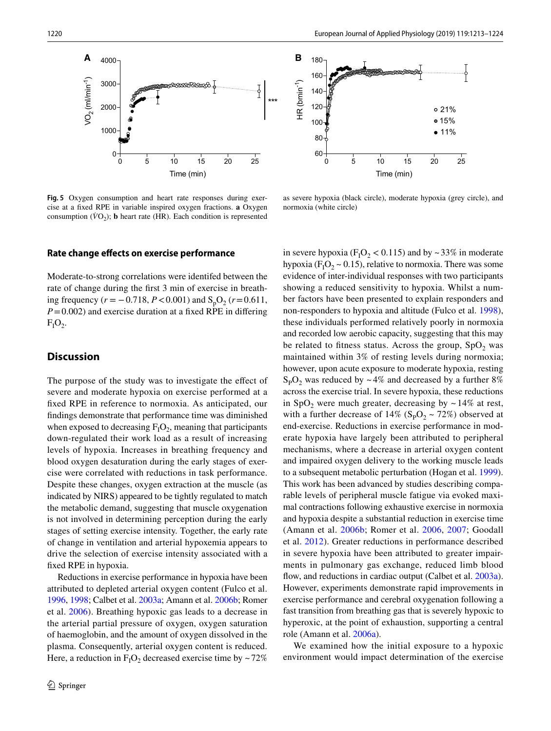Fig. 5 Oxygen consumption and heart rate responses during exercise at a fixed RPE in variable inspired oxygen fractions. **a** Oxygen consumption ($\dot{V}O_2$); **b** heart rate (HR). Each condition is represented as severe hypoxia (black circle), moderate hypoxia (grey circle), and normoxia (white circle)

### Rate change effects on exercise performance

Moderate-to-strong correlations were identifed between the rate of change during the first 3 min of exercise in breathing frequency ($r = -0.718$, $P < 0.001$) and $S_pO_2$ ($r = 0.611$, $P = 0.002$) and exercise duration at a fixed RPE in differing $F_IO_2$.

## Discussion

The purpose of the study was to investigate the effect of severe and moderate hypoxia on exercise performed at a fixed RPE in reference to normoxia. As anticipated, our findings demonstrate that performance time was diminished when exposed to decreasing $F_IO_2$, meaning that participants down-regulated their work load as a result of increasing levels of hypoxia. Increases in breathing frequency and blood oxygen desaturation during the early stages of exercise were correlated with reductions in task performance. Despite these changes, oxygen extraction at the muscle (as indicated by NIRS) appeared to be tightly regulated to match the metabolic demand, suggesting that muscle oxygenation is not involved in determining perception during the early stages of setting exercise intensity. Together, the early rate of change in ventilation and arterial hypoxemia appears to drive the selection of exercise intensity associated with a fixed RPE in hypoxia.

Reductions in exercise performance in hypoxia have been attributed to depleted arterial oxygen content (Fulco et al. 1996, 1998; Calbet et al. 2003a; Amann et al. 2006b; Romer et al. 2006). Breathing hypoxic gas leads to a decrease in the arterial partial pressure of oxygen, oxygen saturation of haemoglobin, and the amount of oxygen dissolved in the plasma. Consequently, arterial oxygen content is reduced. Here, a reduction in $F_IO_2$ decreased exercise time by ~72% in severe hypoxia ($F_IO_2 < 0.115$) and by ~33% in moderate hypoxia ($F_IO_2$ ~ 0.15), relative to normoxia. There was some evidence of inter-individual responses with two participants showing a reduced sensitivity to hypoxia. Whilst a number factors have been presented to explain responders and non-responders to hypoxia and altitude (Fulco et al. 1998), these individuals performed relatively poorly in normoxia and recorded low aerobic capacity, suggesting that this may be related to fitness status. Across the group, $SpO_2$ was maintained within 3% of resting levels during normoxia; however, upon acute exposure to moderate hypoxia, resting $S_pO_2$ was reduced by ~4% and decreased by a further 8% across the exercise trial. In severe hypoxia, these reductions in $SpO_2$ were much greater, decreasing by ~14% at rest, with a further decrease of 14% ($S_pO_2$ ~ 72%) observed at end-exercise. Reductions in exercise performance in moderate hypoxia have largely been attributed to peripheral mechanisms, where a decrease in arterial oxygen content and impaired oxygen delivery to the working muscle leads to a subsequent metabolic perturbation (Hogan et al. 1999). This work has been advanced by studies describing comparable levels of peripheral muscle fatigue via evoked maximal contractions following exhaustive exercise in normoxia and hypoxia despite a substantial reduction in exercise time (Amann et al. 2006b; Romer et al. 2006, 2007; Goodall et al. 2012). Greater reductions in performance described in severe hypoxia have been attributed to greater impairments in pulmonary gas exchange, reduced limb blood flow, and reductions in cardiac output (Calbet et al. 2003a). However, experiments demonstrate rapid improvements in exercise performance and cerebral oxygenation following a fast transition from breathing gas that is severely hypoxic to hyperoxic, at the point of exhaustion, supporting a central role (Amann et al. 2006a).

We examined how the initial exposure to a hypoxic environment would impact determination of the exercise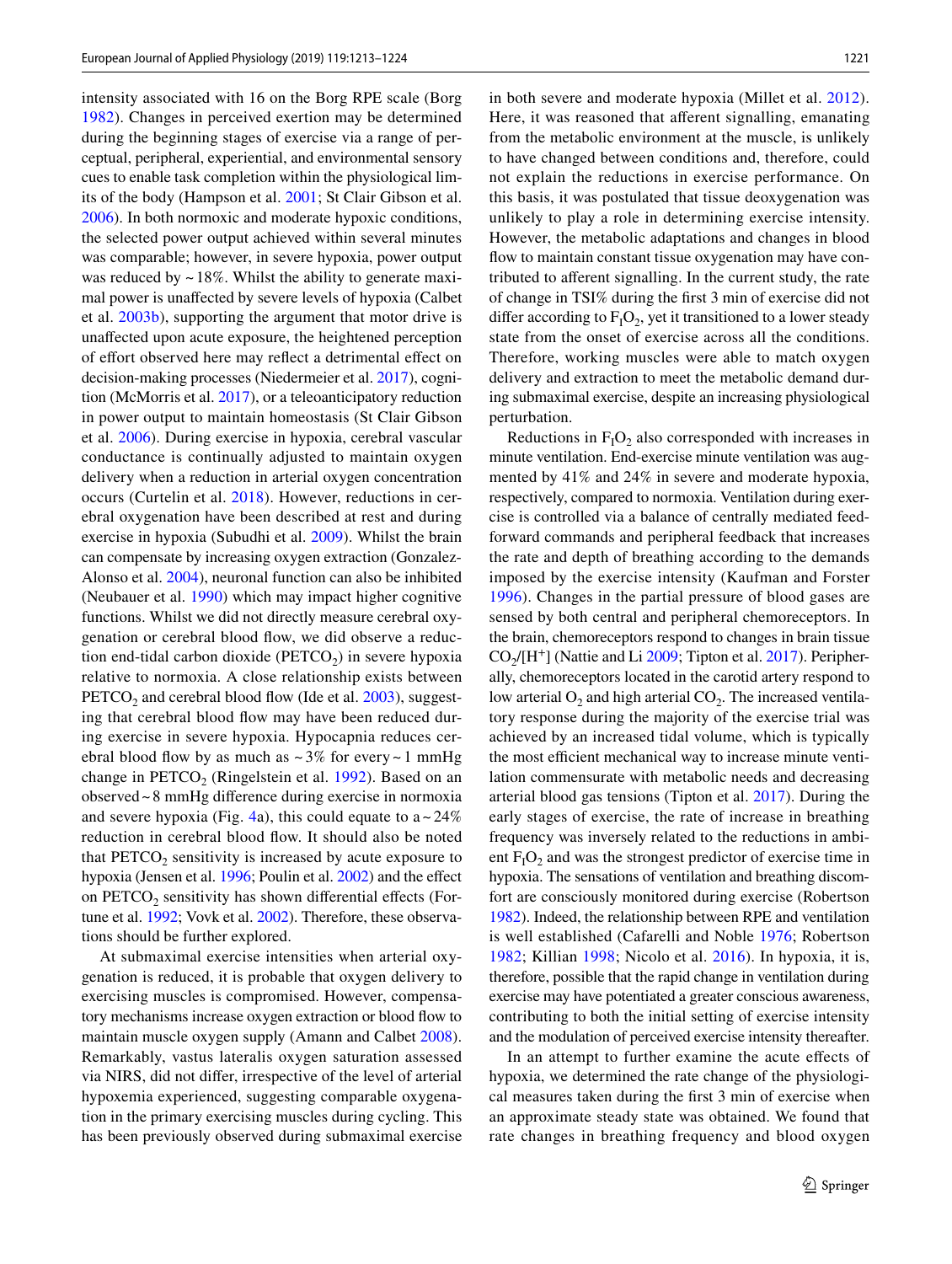intensity associated with 16 on the Borg RPE scale (Borg 1982). Changes in perceived exertion may be determined during the beginning stages of exercise via a range of perceptual, peripheral, experiential, and environmental sensory cues to enable task completion within the physiological limits of the body (Hampson et al. 2001; St Clair Gibson et al. 2006). In both normoxic and moderate hypoxic conditions, the selected power output achieved within several minutes was comparable; however, in severe hypoxia, power output was reduced by ~18%. Whilst the ability to generate maximal power is unaffected by severe levels of hypoxia (Calbet et al. 2003b), supporting the argument that motor drive is unaffected upon acute exposure, the heightened perception of effort observed here may reflect a detrimental effect on decision-making processes (Niedermeier et al. 2017), cognition (McMorris et al. 2017), or a teleoanticipatory reduction in power output to maintain homeostasis (St Clair Gibson et al. 2006). During exercise in hypoxia, cerebral vascular conductance is continually adjusted to maintain oxygen delivery when a reduction in arterial oxygen concentration occurs (Curtelin et al. 2018). However, reductions in cerebral oxygenation have been described at rest and during exercise in hypoxia (Subudhi et al. 2009). Whilst the brain can compensate by increasing oxygen extraction (Gonzalez-Alonso et al. 2004), neuronal function can also be inhibited (Neubauer et al. 1990) which may impact higher cognitive functions. Whilst we did not directly measure cerebral oxygenation or cerebral blood flow, we did observe a reduction end-tidal carbon dioxide ($PETCO_2$) in severe hypoxia relative to normoxia. A close relationship exists between $PETCO_2$ and cerebral blood flow (Ide et al. 2003), suggesting that cerebral blood flow may have been reduced during exercise in severe hypoxia. Hypocapnia reduces cerebral blood flow by as much as ~3% for every ~1 mmHg change in $PETCO_2$ (Ringelstein et al. 1992). Based on an observed ~8 mmHg difference during exercise in normoxia and severe hypoxia (Fig. 4a), this could equate to a ~24% reduction in cerebral blood flow. It should also be noted that $PETCO_2$ sensitivity is increased by acute exposure to hypoxia (Jensen et al. 1996; Poulin et al. 2002) and the effect on $PETCO_2$ sensitivity has shown differential effects (Fortune et al. 1992; Vovk et al. 2002). Therefore, these observations should be further explored.

At submaximal exercise intensities when arterial oxygenation is reduced, it is probable that oxygen delivery to exercising muscles is compromised. However, compensatory mechanisms increase oxygen extraction or blood flow to maintain muscle oxygen supply (Amann and Calbet 2008). Remarkably, vastus lateralis oxygen saturation assessed via NIRS, did not differ, irrespective of the level of arterial hypoxemia experienced, suggesting comparable oxygenation in the primary exercising muscles during cycling. This has been previously observed during submaximal exercise in both severe and moderate hypoxia (Millet et al. 2012). Here, it was reasoned that afferent signalling, emanating from the metabolic environment at the muscle, is unlikely to have changed between conditions and, therefore, could not explain the reductions in exercise performance. On this basis, it was postulated that tissue deoxygenation was unlikely to play a role in determining exercise intensity. However, the metabolic adaptations and changes in blood flow to maintain constant tissue oxygenation may have contributed to afferent signalling. In the current study, the rate of change in TSI% during the first 3 min of exercise did not differ according to $F_IO_2$, yet it transitioned to a lower steady state from the onset of exercise across all the conditions. Therefore, working muscles were able to match oxygen delivery and extraction to meet the metabolic demand during submaximal exercise, despite an increasing physiological perturbation.

Reductions in $F_IO_2$ also corresponded with increases in minute ventilation. End-exercise minute ventilation was augmented by 41% and 24% in severe and moderate hypoxia, respectively, compared to normoxia. Ventilation during exercise is controlled via a balance of centrally mediated feed-forward commands and peripheral feedback that increases the rate and depth of breathing according to the demands imposed by the exercise intensity (Kaufman and Forster 1996). Changes in the partial pressure of blood gases are sensed by both central and peripheral chemoreceptors. In the brain, chemoreceptors respond to changes in brain tissue $CO_2/[H^+]$ (Nattie and Li 2009; Tipton et al. 2017). Peripherally, chemoreceptors located in the carotid artery respond to low arterial $O_2$ and high arterial $CO_2$. The increased ventilatory response during the majority of the exercise trial was achieved by an increased tidal volume, which is typically the most efficient mechanical way to increase minute ventilation commensurate with metabolic needs and decreasing arterial blood gas tensions (Tipton et al. 2017). During the early stages of exercise, the rate of increase in breathing frequency was inversely related to the reductions in ambient $F_IO_2$ and was the strongest predictor of exercise time in hypoxia. The sensations of ventilation and breathing discomfort are consciously monitored during exercise (Robertson 1982). Indeed, the relationship between RPE and ventilation is well established (Cafarelli and Noble 1976; Robertson 1982; Killian 1998; Nicolo et al. 2016). In hypoxia, it is, therefore, possible that the rapid change in ventilation during exercise may have potentiated a greater conscious awareness, contributing to both the initial setting of exercise intensity and the modulation of perceived exercise intensity thereafter.

In an attempt to further examine the acute effects of hypoxia, we determined the rate change of the physiological measures taken during the first 3 min of exercise when an approximate steady state was obtained. We found that rate changes in breathing frequency and blood oxygen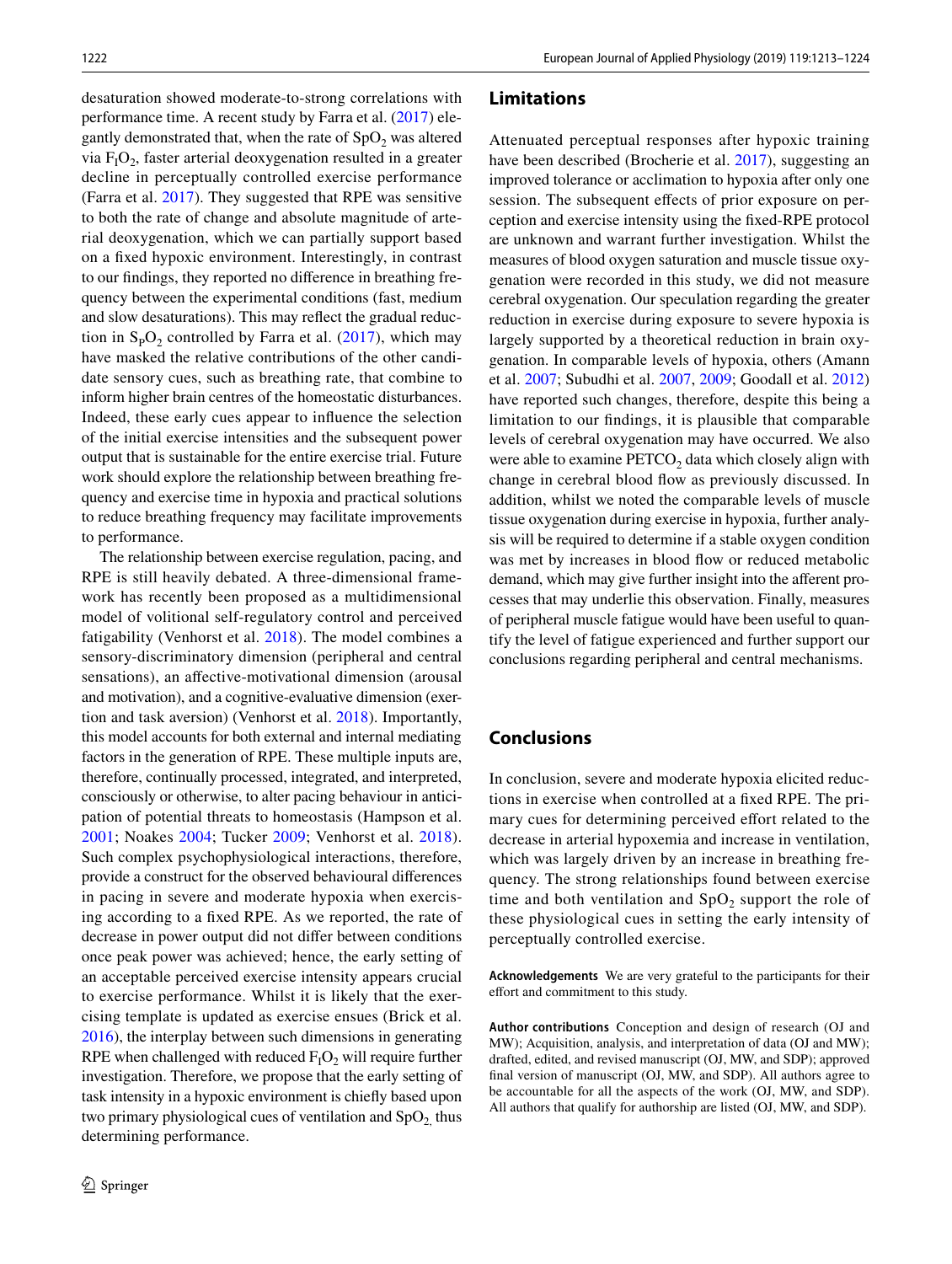desaturation showed moderate-to-strong correlations with performance time. A recent study by Farra et al. (2017) elegantly demonstrated that, when the rate of $SpO_2$ was altered via $F_IO_2$, faster arterial deoxygenation resulted in a greater decline in perceptually controlled exercise performance (Farra et al. 2017). They suggested that RPE was sensitive to both the rate of change and absolute magnitude of arterial deoxygenation, which we can partially support based on a fixed hypoxic environment. Interestingly, in contrast to our findings, they reported no difference in breathing frequency between the experimental conditions (fast, medium and slow desaturations). This may reflect the gradual reduction in $S_PO_2$ controlled by Farra et al. (2017), which may have masked the relative contributions of the other candidate sensory cues, such as breathing rate, that combine to inform higher brain centres of the homeostatic disturbances. Indeed, these early cues appear to influence the selection of the initial exercise intensities and the subsequent power output that is sustainable for the entire exercise trial. Future work should explore the relationship between breathing frequency and exercise time in hypoxia and practical solutions to reduce breathing frequency may facilitate improvements to performance.

The relationship between exercise regulation, pacing, and RPE is still heavily debated. A three-dimensional framework has recently been proposed as a multidimensional model of volitional self-regulatory control and perceived fatigability (Venhorst et al. 2018). The model combines a sensory-discriminatory dimension (peripheral and central sensations), an affective-motivational dimension (arousal and motivation), and a cognitive-evaluative dimension (exertion and task aversion) (Venhorst et al. 2018). Importantly, this model accounts for both external and internal mediating factors in the generation of RPE. These multiple inputs are, therefore, continually processed, integrated, and interpreted, consciously or otherwise, to alter pacing behaviour in anticipation of potential threats to homeostasis (Hampson et al. 2001; Noakes 2004; Tucker 2009; Venhorst et al. 2018). Such complex psychophysiological interactions, therefore, provide a construct for the observed behavioural differences in pacing in severe and moderate hypoxia when exercising according to a fixed RPE. As we reported, the rate of decrease in power output did not differ between conditions once peak power was achieved; hence, the early setting of an acceptable perceived exercise intensity appears crucial to exercise performance. Whilst it is likely that the exercising template is updated as exercise ensues (Brick et al. 2016), the interplay between such dimensions in generating RPE when challenged with reduced $F_IO_2$ will require further investigation. Therefore, we propose that the early setting of task intensity in a hypoxic environment is chiefly based upon two primary physiological cues of ventilation and $SpO_2$, thus determining performance.

## Limitations

Attenuated perceptual responses after hypoxic training have been described (Brocherie et al. 2017), suggesting an improved tolerance or acclimation to hypoxia after only one session. The subsequent effects of prior exposure on perception and exercise intensity using the fixed-RPE protocol are unknown and warrant further investigation. Whilst the measures of blood oxygen saturation and muscle tissue oxygenation were recorded in this study, we did not measure cerebral oxygenation. Our speculation regarding the greater reduction in exercise during exposure to severe hypoxia is largely supported by a theoretical reduction in brain oxygenation. In comparable levels of hypoxia, others (Amann et al. 2007; Subudhi et al. 2007, 2009; Goodall et al. 2012) have reported such changes, therefore, despite this being a limitation to our findings, it is plausible that comparable levels of cerebral oxygenation may have occurred. We also were able to examine $PETCO_2$ data which closely align with change in cerebral blood flow as previously discussed. In addition, whilst we noted the comparable levels of muscle tissue oxygenation during exercise in hypoxia, further analysis will be required to determine if a stable oxygen condition was met by increases in blood flow or reduced metabolic demand, which may give further insight into the afferent processes that may underlie this observation. Finally, measures of peripheral muscle fatigue would have been useful to quantify the level of fatigue experienced and further support our conclusions regarding peripheral and central mechanisms.

## Conclusions

In conclusion, severe and moderate hypoxia elicited reductions in exercise when controlled at a fixed RPE. The primary cues for determining perceived effort related to the decrease in arterial hypoxemia and increase in ventilation, which was largely driven by an increase in breathing frequency. The strong relationships found between exercise time and both ventilation and $SpO_2$ support the role of these physiological cues in setting the early intensity of perceptually controlled exercise.

**Acknowledgements** We are very grateful to the participants for their effort and commitment to this study.

**Author contributions** Conception and design of research (OJ and MW); Acquisition, analysis, and interpretation of data (OJ and MW); drafted, edited, and revised manuscript (OJ, MW, and SDP); approved final version of manuscript (OJ, MW, and SDP). All authors agree to be accountable for all the aspects of the work (OJ, MW, and SDP). All authors that qualify for authorship are listed (OJ, MW, and SDP).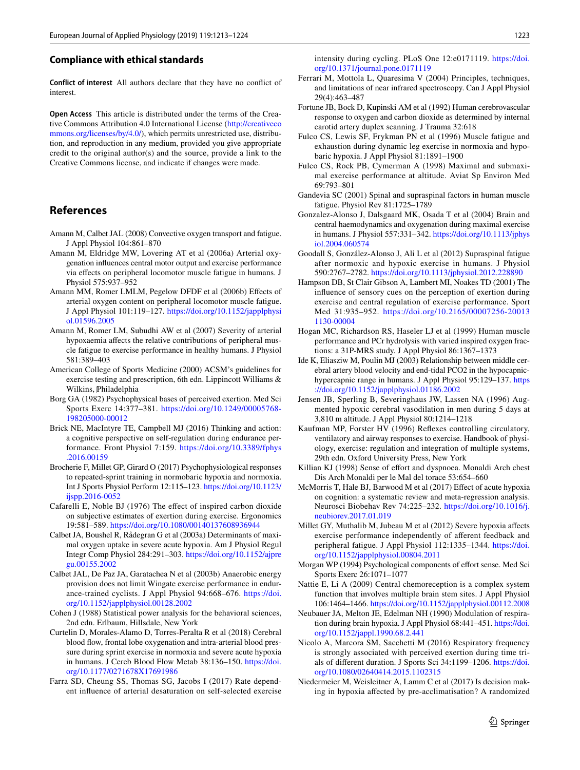## Compliance with ethical standards

**Conflict of interest** All authors declare that they have no conflict of interest.

**Open Access** This article is distributed under the terms of the Creative Commons Attribution 4.0 International License (http://creativecommons.org/licenses/by/4.0/), which permits unrestricted use, distribution, and reproduction in any medium, provided you give appropriate credit to the original author(s) and the source, provide a link to the Creative Commons license, and indicate if changes were made.

## References

Amann M, Calbet JAL (2008) Convective oxygen transport and fatigue. J Appl Physiol 104:861–870

Amann M, Eldridge MW, Lovering AT et al (2006a) Arterial oxygenation influences central motor output and exercise performance via effects on peripheral locomotor muscle fatigue in humans. J Physiol 575:937–952

Amann MM, Romer LMLM, Pegelow DFDF et al (2006b) Effects of arterial oxygen content on peripheral locomotor muscle fatigue. J Appl Physiol 101:119–127. https://doi.org/10.1152/japplphysiol.01596.2005

Amann M, Romer LM, Subudhi AW et al (2007) Severity of arterial hypoxaemia affects the relative contributions of peripheral muscle fatigue to exercise performance in healthy humans. J Physiol 581:389–403

American College of Sports Medicine (2000) ACSM's guidelines for exercise testing and prescription, 6th edn. Lippincott Williams & Wilkins, Philadelphia

Borg GA (1982) Psychophysical bases of perceived exertion. Med Sci Sports Exerc 14:377–381. https://doi.org/10.1249/00005768-198205000-00012

Brick NE, MacIntyre TE, Campbell MJ (2016) Thinking and action: a cognitive perspective on self-regulation during endurance performance. Front Physiol 7:159. https://doi.org/10.3389/fphys.2016.00159

Brocherie F, Millet GP, Girard O (2017) Psychophysiological responses to repeated-sprint training in normobaric hypoxia and normoxia. Int J Sports Physiol Perform 12:115–123. https://doi.org/10.1123/ijspp.2016-0052

Cafarelli E, Noble BJ (1976) The effect of inspired carbon dioxide on subjective estimates of exertion during exercise. Ergonomics 19:581–589. https://doi.org/10.1080/00140137608936944

Calbet JA, Boushel R, Rådegran G et al (2003a) Determinants of maximal oxygen uptake in severe acute hypoxia. Am J Physiol Regul Integr Comp Physiol 284:291–303. https://doi.org/10.1152/ajpregu.00155.2002

Calbet JAL, De Paz JA, Garatachea N et al (2003b) Anaerobic energy provision does not limit Wingate exercise performance in endurance-trained cyclists. J Appl Physiol 94:668–676. https://doi.org/10.1152/japplphysiol.00128.2002

Cohen J (1988) Statistical power analysis for the behavioral sciences, 2nd edn. Erlbaum, Hillsdale, New York

Curtelin D, Morales-Alamo D, Torres-Peralta R et al (2018) Cerebral blood flow, frontal lobe oxygenation and intra-arterial blood pressure during sprint exercise in normoxia and severe acute hypoxia in humans. J Cereb Blood Flow Metab 38:136–150. https://doi.org/10.1177/0271678X17691986

Farra SD, Cheung SS, Thomas SG, Jacobs I (2017) Rate dependent influence of arterial desaturation on self-selected exercise intensity during cycling. PLoS One 12:e0171119. https://doi.org/10.1371/journal.pone.0171119

Ferrari M, Mottola L, Quaresima V (2004) Principles, techniques, and limitations of near infrared spectroscopy. Can J Appl Physiol 29(4):463–487

Fortune JB, Bock D, Kupinski AM et al (1992) Human cerebrovascular response to oxygen and carbon dioxide as determined by internal carotid artery duplex scanning. J Trauma 32:618

Fulco CS, Lewis SF, Frykman PN et al (1996) Muscle fatigue and exhaustion during dynamic leg exercise in normoxia and hypobaric hypoxia. J Appl Physiol 81:1891–1900

Fulco CS, Rock PB, Cymerman A (1998) Maximal and submaximal exercise performance at altitude. Aviat Sp Environ Med 69:793–801

Gandevia SC (2001) Spinal and supraspinal factors in human muscle fatigue. Physiol Rev 81:1725–1789

Gonzalez-Alonso J, Dalsgaard MK, Osada T et al (2004) Brain and central haemodynamics and oxygenation during maximal exercise in humans. J Physiol 557:331–342. https://doi.org/10.1113/jphysiol.2004.060574

Goodall S, González-Alonso J, Ali L et al (2012) Supraspinal fatigue after normoxic and hypoxic exercise in humans. J Physiol 590:2767–2782. https://doi.org/10.1113/jphysiol.2012.228890

Hampson DB, St Clair Gibson A, Lambert MI, Noakes TD (2001) The influence of sensory cues on the perception of exertion during exercise and central regulation of exercise performance. Sport Med 31:935–952. https://doi.org/10.2165/00007256-200131130-00004

Hogan MC, Richardson RS, Haseler LJ et al (1999) Human muscle performance and PCr hydrolysis with varied inspired oxygen fractions: a 31P-MRS study. J Appl Physiol 86:1367–1373

Ide K, Eliasziw M, Poulin MJ (2003) Relationship between middle cerebral artery blood velocity and end-tidal PCO2 in the hypocapnic-hypercapnic range in humans. J Appl Physiol 95:129–137. https://doi.org/10.1152/japplphysiol.01186.2002

Jensen JB, Sperling B, Severinghaus JW, Lassen NA (1996) Augmented hypoxic cerebral vasodilation in men during 5 days at 3,810 m altitude. J Appl Physiol 80:1214–1218

Kaufman MP, Forster HV (1996) Reflexes controlling circulatory, ventilatory and airway responses to exercise. Handbook of physiology, exercise: regulation and integration of multiple systems, 29th edn. Oxford University Press, New York

Killian KJ (1998) Sense of effort and dyspnoea. Monaldi Arch chest Dis Arch Monaldi per le Mal del torace 53:654–660

McMorris T, Hale BJ, Barwood M et al (2017) Effect of acute hypoxia on cognition: a systematic review and meta-regression analysis. Neurosci Biobehav Rev 74:225–232. https://doi.org/10.1016/j.neubiorev.2017.01.019

Millet GY, Muthalib M, Jubeau M et al (2012) Severe hypoxia affects exercise performance independently of afferent feedback and peripheral fatigue. J Appl Physiol 112:1335–1344. https://doi.org/10.1152/japplphysiol.00804.2011

Morgan WP (1994) Psychological components of effort sense. Med Sci Sports Exerc 26:1071–1077

Nattie E, Li A (2009) Central chemoreception is a complex system function that involves multiple brain stem sites. J Appl Physiol 106:1464–1466. https://doi.org/10.1152/japplphysiol.00112.2008

Neubauer JA, Melton JE, Edelman NH (1990) Modulation of respiration during brain hypoxia. J Appl Physiol 68:441–451. https://doi.org/10.1152/jappl.1990.68.2.441

Nicolo A, Marcora SM, Sacchetti M (2016) Respiratory frequency is strongly associated with perceived exertion during time trials of different duration. J Sports Sci 34:1199–1206. https://doi.org/10.1080/02640414.2015.1102315

Niedermeier M, Weisleitner A, Lamm C et al (2017) Is decision making in hypoxia affected by pre-acclimatisation? A randomized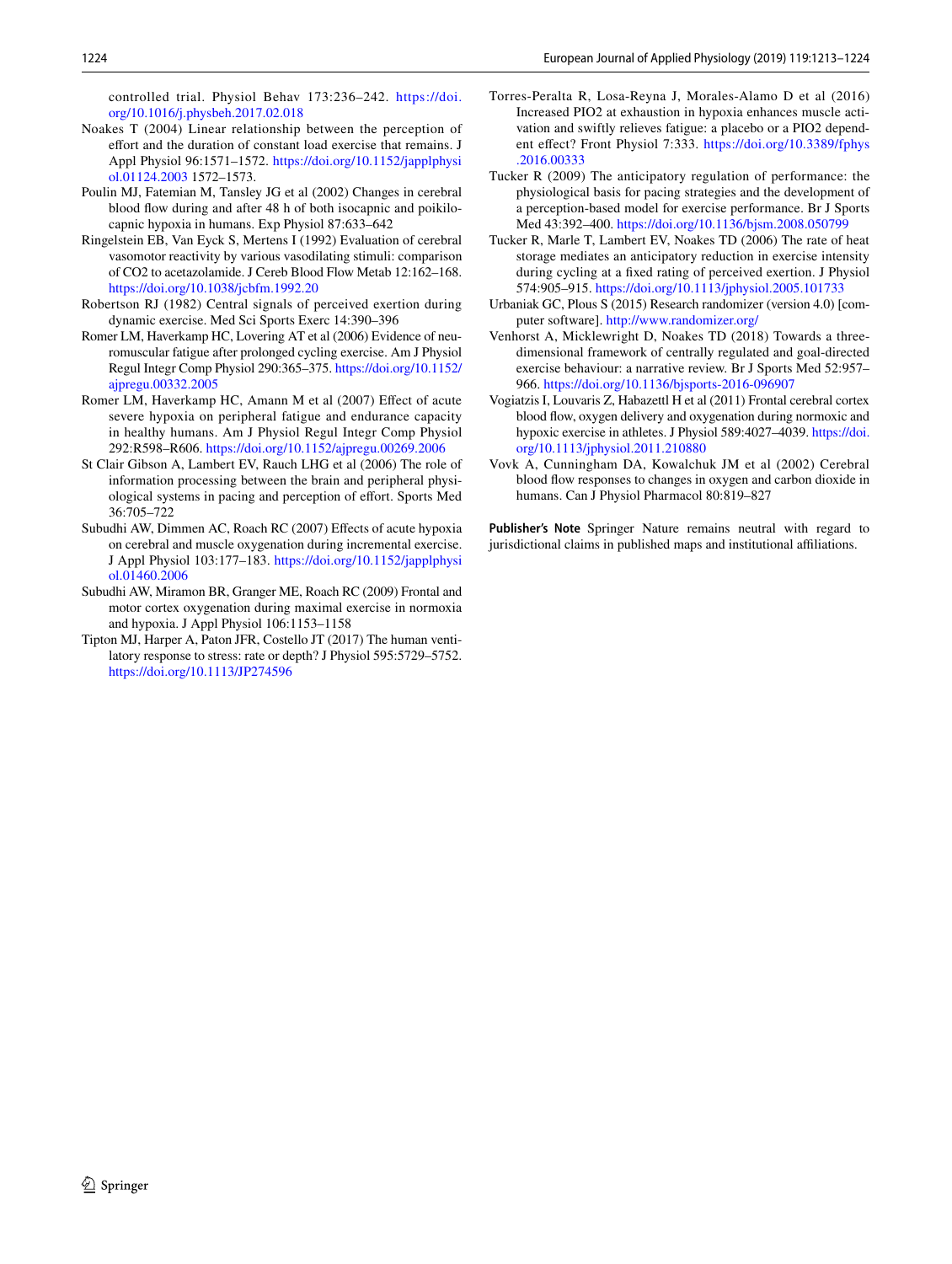controlled trial. Physiol Behav 173:236–242. https://doi.org/10.1016/j.physbeh.2017.02.018

Noakes T (2004) Linear relationship between the perception of effort and the duration of constant load exercise that remains. J Appl Physiol 96:1571–1572. https://doi.org/10.1152/japplphysiol.01124.2003 1572–1573.

Poulin MJ, Fatemian M, Tansley JG et al (2002) Changes in cerebral blood flow during and after 48 h of both isocapnic and poikilocapnic hypoxia in humans. Exp Physiol 87:633–642

Ringelstein EB, Van Eyck S, Mertens I (1992) Evaluation of cerebral vasomotor reactivity by various vasodilating stimuli: comparison of CO2 to acetazolamide. J Cereb Blood Flow Metab 12:162–168. https://doi.org/10.1038/jcbfm.1992.20

Robertson RJ (1982) Central signals of perceived exertion during dynamic exercise. Med Sci Sports Exerc 14:390–396

Romer LM, Haverkamp HC, Lovering AT et al (2006) Evidence of neuromuscular fatigue after prolonged cycling exercise. Am J Physiol Regul Integr Comp Physiol 290:365–375. https://doi.org/10.1152/ajpregu.00332.2005

Romer LM, Haverkamp HC, Amann M et al (2007) Effect of acute severe hypoxia on peripheral fatigue and endurance capacity in healthy humans. Am J Physiol Regul Integr Comp Physiol 292:R598–R606. https://doi.org/10.1152/ajpregu.00269.2006

St Clair Gibson A, Lambert EV, Rauch LHG et al (2006) The role of information processing between the brain and peripheral physiological systems in pacing and perception of effort. Sports Med 36:705–722

Subudhi AW, Dimmen AC, Roach RC (2007) Effects of acute hypoxia on cerebral and muscle oxygenation during incremental exercise. J Appl Physiol 103:177–183. https://doi.org/10.1152/japplphysiol.01460.2006

Subudhi AW, Miramon BR, Granger ME, Roach RC (2009) Frontal and motor cortex oxygenation during maximal exercise in normoxia and hypoxia. J Appl Physiol 106:1153–1158

Tipton MJ, Harper A, Paton JFR, Costello JT (2017) The human ventilatory response to stress: rate or depth? J Physiol 595:5729–5752. https://doi.org/10.1113/JP274596

Torres-Peralta R, Losa-Reyna J, Morales-Alamo D et al (2016) Increased PIO2 at exhaustion in hypoxia enhances muscle activation and swiftly relieves fatigue: a placebo or a PIO2 dependent effect? Front Physiol 7:333. https://doi.org/10.3389/fphys.2016.00333

Tucker R (2009) The anticipatory regulation of performance: the physiological basis for pacing strategies and the development of a perception-based model for exercise performance. Br J Sports Med 43:392–400. https://doi.org/10.1136/bjsm.2008.050799

Tucker R, Marle T, Lambert EV, Noakes TD (2006) The rate of heat storage mediates an anticipatory reduction in exercise intensity during cycling at a fixed rating of perceived exertion. J Physiol 574:905–915. https://doi.org/10.1113/jphysiol.2005.101733

Urbaniak GC, Plous S (2015) Research randomizer (version 4.0) [computer software]. http://www.randomizer.org/

Venhorst A, Micklewright D, Noakes TD (2018) Towards a three-dimensional framework of centrally regulated and goal-directed exercise behaviour: a narrative review. Br J Sports Med 52:957–966. https://doi.org/10.1136/bjsports-2016-096907

Vogiatzis I, Louvaris Z, Habazettl H et al (2011) Frontal cerebral cortex blood flow, oxygen delivery and oxygenation during normoxic and hypoxic exercise in athletes. J Physiol 589:4027–4039. https://doi.org/10.1113/jphysiol.2011.210880

Vovk A, Cunningham DA, Kowalchuk JM et al (2002) Cerebral blood flow responses to changes in oxygen and carbon dioxide in humans. Can J Physiol Pharmacol 80:819–827

**Publisher's Note** Springer Nature remains neutral with regard to jurisdictional claims in published maps and institutional affiliations.